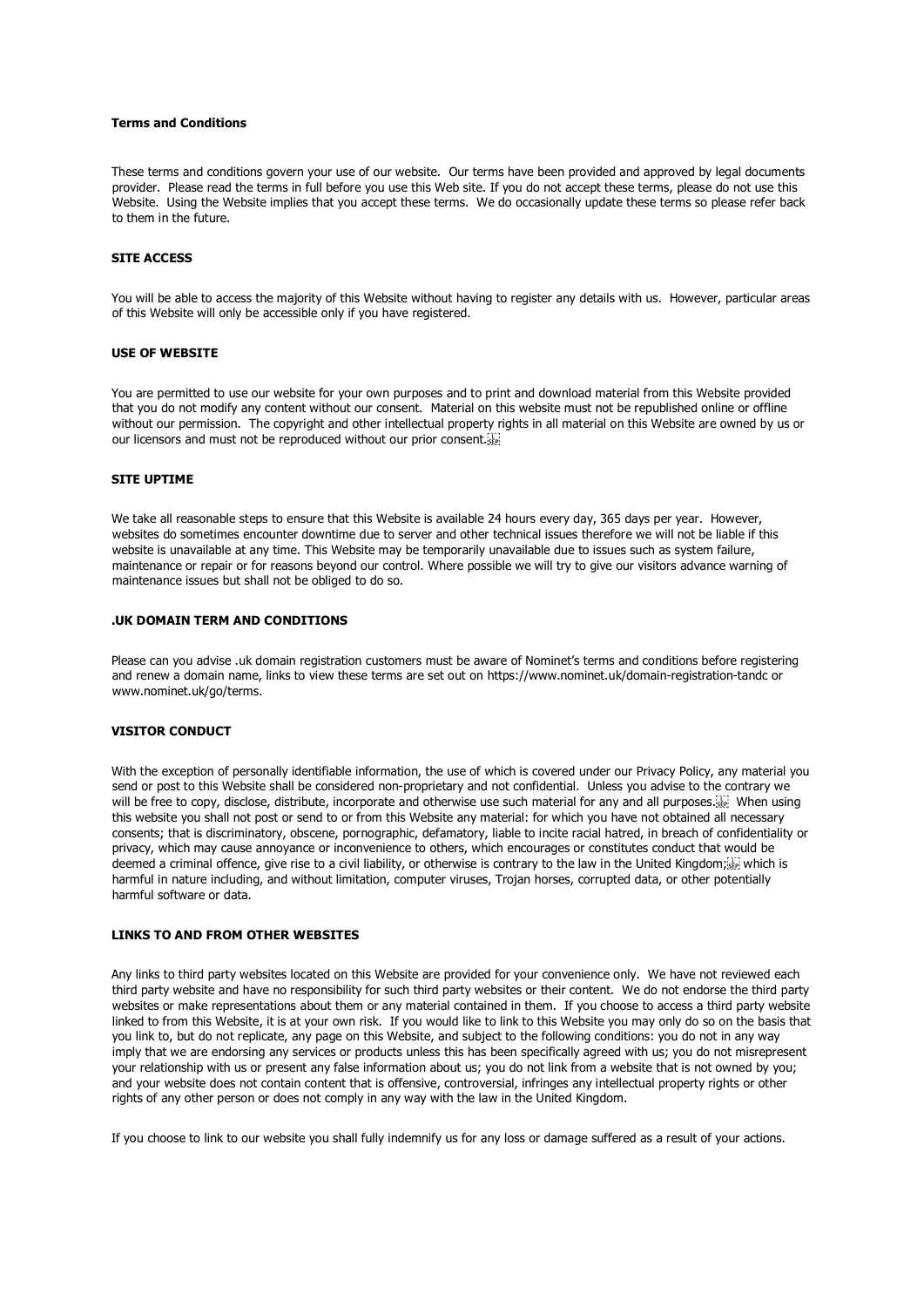**Terms and Conditions**

These terms and conditions govern your use of our website. Our terms have been provided and approved by legal documents provider. Please read the terms in full before you use this Web site. If you do not accept these terms, please do not use this Website. Using the Website implies that you accept these terms. We do occasionally update these terms so please refer back to them in the future.

**SITE ACCESS**

You will be able to access the majority of this Website without having to register any details with us. However, particular areas of this Website will only be accessible only if you have registered.

**USE OF WEBSITE**

You are permitted to use our website for your own purposes and to print and download material from this Website provided that you do not modify any content without our consent. Material on this website must not be republished online or offline without our permission. The copyright and other intellectual property rights in all material on this Website are owned by us or our licensors and must not be reproduced without our prior consent.

**SITE UPTIME**

We take all reasonable steps to ensure that this Website is available 24 hours every day, 365 days per year. However, websites do sometimes encounter downtime due to server and other technical issues therefore we will not be liable if this website is unavailable at any time. This Website may be temporarily unavailable due to issues such as system failure, maintenance or repair or for reasons beyond our control. Where possible we will try to give our visitors advance warning of maintenance issues but shall not be obliged to do so.

**.UK DOMAIN TERM AND CONDITIONS**

Please can you advise .uk domain registration customers must be aware of Nominet's terms and conditions before registering and renew a domain name, links to view these terms are set out on https://www.nominet.uk/domain-registration-tandc or www.nominet.uk/go/terms.

**VISITOR CONDUCT**

With the exception of personally identifiable information, the use of which is covered under our Privacy Policy, any material you send or post to this Website shall be considered non-proprietary and not confidential. Unless you advise to the contrary we will be free to copy, disclose, distribute, incorporate and otherwise use such material for any and all purposes. When using this website you shall not post or send to or from this Website any material: for which you have not obtained all necessary consents; that is discriminatory, obscene, pornographic, defamatory, liable to incite racial hatred, in breach of confidentiality or privacy, which may cause annoyance or inconvenience to others, which encourages or constitutes conduct that would be deemed a criminal offence, give rise to a civil liability, or otherwise is contrary to the law in the United Kingdom; which is harmful in nature including, and without limitation, computer viruses, Trojan horses, corrupted data, or other potentially harmful software or data.

**LINKS TO AND FROM OTHER WEBSITES**

Any links to third party websites located on this Website are provided for your convenience only. We have not reviewed each third party website and have no responsibility for such third party websites or their content. We do not endorse the third party websites or make representations about them or any material contained in them. If you choose to access a third party website linked to from this Website, it is at your own risk. If you would like to link to this Website you may only do so on the basis that you link to, but do not replicate, any page on this Website, and subject to the following conditions: you do not in any way imply that we are endorsing any services or products unless this has been specifically agreed with us; you do not misrepresent your relationship with us or present any false information about us; you do not link from a website that is not owned by you; and your website does not contain content that is offensive, controversial, infringes any intellectual property rights or other rights of any other person or does not comply in any way with the law in the United Kingdom.

If you choose to link to our website you shall fully indemnify us for any loss or damage suffered as a result of your actions.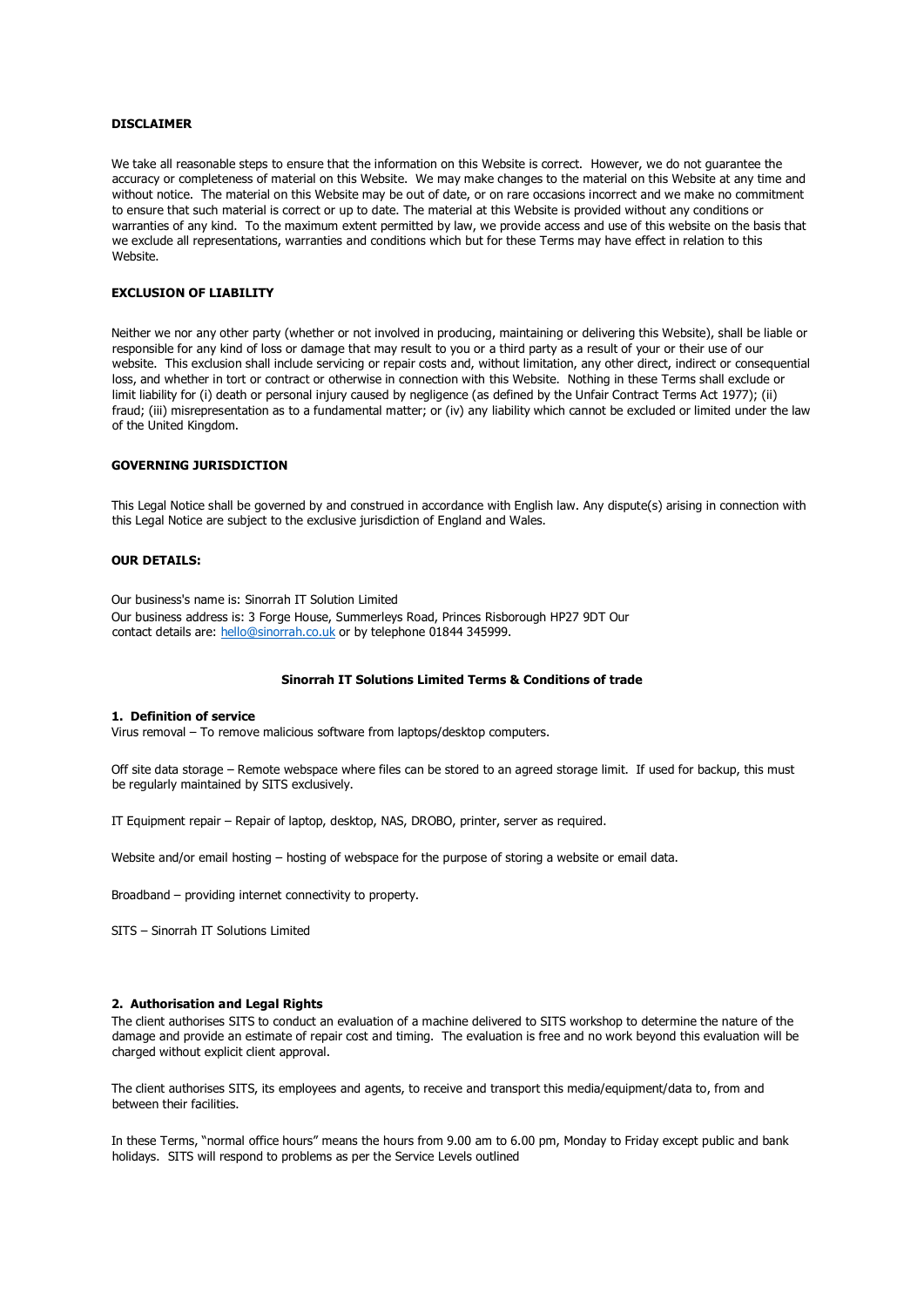**DISCLAIMER**

We take all reasonable steps to ensure that the information on this Website is correct. However, we do not guarantee the accuracy or completeness of material on this Website. We may make changes to the material on this Website at any time and without notice. The material on this Website may be out of date, or on rare occasions incorrect and we make no commitment to ensure that such material is correct or up to date. The material at this Website is provided without any conditions or warranties of any kind. To the maximum extent permitted by law, we provide access and use of this website on the basis that we exclude all representations, warranties and conditions which but for these Terms may have effect in relation to this Website.

**EXCLUSION OF LIABILITY**

Neither we nor any other party (whether or not involved in producing, maintaining or delivering this Website), shall be liable or responsible for any kind of loss or damage that may result to you or a third party as a result of your or their use of our website. This exclusion shall include servicing or repair costs and, without limitation, any other direct, indirect or consequential loss, and whether in tort or contract or otherwise in connection with this Website. Nothing in these Terms shall exclude or limit liability for (i) death or personal injury caused by negligence (as defined by the Unfair Contract Terms Act 1977); (ii) fraud; (iii) misrepresentation as to a fundamental matter; or (iv) any liability which cannot be excluded or limited under the law of the United Kingdom.

**GOVERNING JURISDICTION**

This Legal Notice shall be governed by and construed in accordance with English law. Any dispute(s) arising in connection with this Legal Notice are subject to the exclusive jurisdiction of England and Wales.

**OUR DETAILS:**

Our business's name is: Sinorrah IT Solution Limited
Our business address is: 3 Forge House, Summerleys Road, Princes Risborough HP27 9DT Our contact details are: hello@sinorrah.co.uk or by telephone 01844 345999.

**Sinorrah IT Solutions Limited Terms & Conditions of trade**

**1. Definition of service**

Virus removal – To remove malicious software from laptops/desktop computers.

Off site data storage – Remote webspace where files can be stored to an agreed storage limit. If used for backup, this must be regularly maintained by SITS exclusively.

IT Equipment repair – Repair of laptop, desktop, NAS, DROBO, printer, server as required.

Website and/or email hosting – hosting of webspace for the purpose of storing a website or email data.

Broadband – providing internet connectivity to property.

SITS – Sinorrah IT Solutions Limited

**2. Authorisation and Legal Rights**

The client authorises SITS to conduct an evaluation of a machine delivered to SITS workshop to determine the nature of the damage and provide an estimate of repair cost and timing. The evaluation is free and no work beyond this evaluation will be charged without explicit client approval.

The client authorises SITS, its employees and agents, to receive and transport this media/equipment/data to, from and between their facilities.

In these Terms, "normal office hours" means the hours from 9.00 am to 6.00 pm, Monday to Friday except public and bank holidays. SITS will respond to problems as per the Service Levels outlined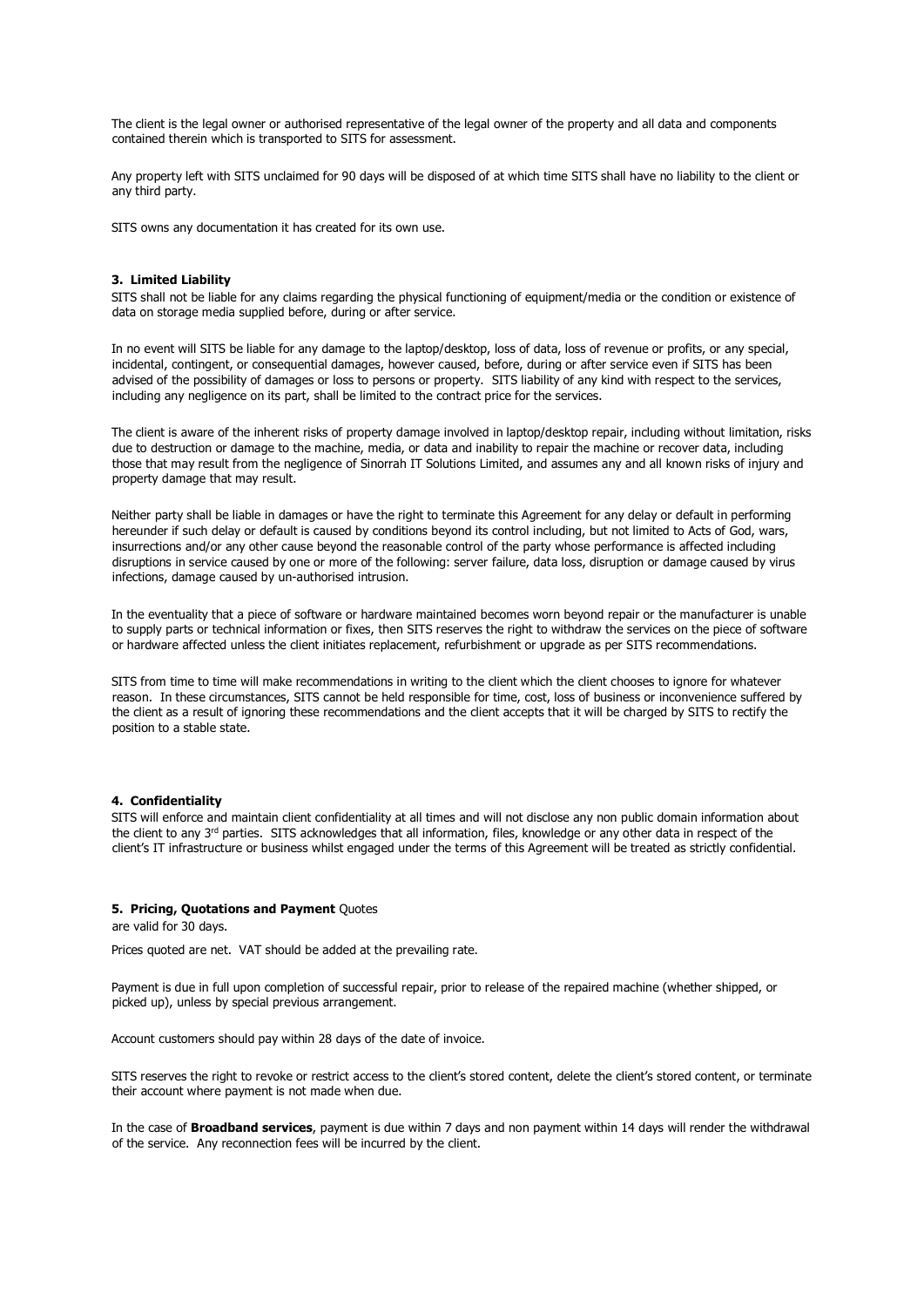The client is the legal owner or authorised representative of the legal owner of the property and all data and components contained therein which is transported to SITS for assessment.

Any property left with SITS unclaimed for 90 days will be disposed of at which time SITS shall have no liability to the client or any third party.

SITS owns any documentation it has created for its own use.

**3. Limited Liability**

SITS shall not be liable for any claims regarding the physical functioning of equipment/media or the condition or existence of data on storage media supplied before, during or after service.

In no event will SITS be liable for any damage to the laptop/desktop, loss of data, loss of revenue or profits, or any special, incidental, contingent, or consequential damages, however caused, before, during or after service even if SITS has been advised of the possibility of damages or loss to persons or property. SITS liability of any kind with respect to the services, including any negligence on its part, shall be limited to the contract price for the services.

The client is aware of the inherent risks of property damage involved in laptop/desktop repair, including without limitation, risks due to destruction or damage to the machine, media, or data and inability to repair the machine or recover data, including those that may result from the negligence of Sinorrah IT Solutions Limited, and assumes any and all known risks of injury and property damage that may result.

Neither party shall be liable in damages or have the right to terminate this Agreement for any delay or default in performing hereunder if such delay or default is caused by conditions beyond its control including, but not limited to Acts of God, wars, insurrections and/or any other cause beyond the reasonable control of the party whose performance is affected including disruptions in service caused by one or more of the following: server failure, data loss, disruption or damage caused by virus infections, damage caused by un-authorised intrusion.

In the eventuality that a piece of software or hardware maintained becomes worn beyond repair or the manufacturer is unable to supply parts or technical information or fixes, then SITS reserves the right to withdraw the services on the piece of software or hardware affected unless the client initiates replacement, refurbishment or upgrade as per SITS recommendations.

SITS from time to time will make recommendations in writing to the client which the client chooses to ignore for whatever reason. In these circumstances, SITS cannot be held responsible for time, cost, loss of business or inconvenience suffered by the client as a result of ignoring these recommendations and the client accepts that it will be charged by SITS to rectify the position to a stable state.

**4. Confidentiality**

SITS will enforce and maintain client confidentiality at all times and will not disclose any non public domain information about the client to any 3rd parties. SITS acknowledges that all information, files, knowledge or any other data in respect of the client's IT infrastructure or business whilst engaged under the terms of this Agreement will be treated as strictly confidential.

**5. Pricing, Quotations and Payment** Quotes are valid for 30 days.

Prices quoted are net. VAT should be added at the prevailing rate.

Payment is due in full upon completion of successful repair, prior to release of the repaired machine (whether shipped, or picked up), unless by special previous arrangement.

Account customers should pay within 28 days of the date of invoice.

SITS reserves the right to revoke or restrict access to the client's stored content, delete the client's stored content, or terminate their account where payment is not made when due.

In the case of **Broadband services**, payment is due within 7 days and non payment within 14 days will render the withdrawal of the service. Any reconnection fees will be incurred by the client.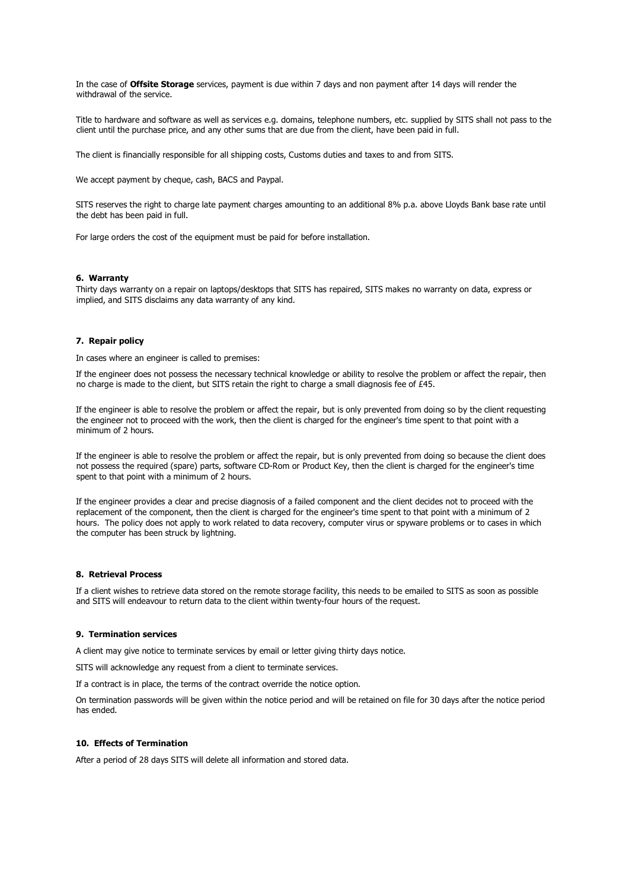In the case of **Offsite Storage** services, payment is due within 7 days and non payment after 14 days will render the withdrawal of the service.

Title to hardware and software as well as services e.g. domains, telephone numbers, etc. supplied by SITS shall not pass to the client until the purchase price, and any other sums that are due from the client, have been paid in full.

The client is financially responsible for all shipping costs, Customs duties and taxes to and from SITS.

We accept payment by cheque, cash, BACS and Paypal.

SITS reserves the right to charge late payment charges amounting to an additional 8% p.a. above Lloyds Bank base rate until the debt has been paid in full.

For large orders the cost of the equipment must be paid for before installation.

#### 6. Warranty

Thirty days warranty on a repair on laptops/desktops that SITS has repaired, SITS makes no warranty on data, express or implied, and SITS disclaims any data warranty of any kind.

#### 7. Repair policy

In cases where an engineer is called to premises:

If the engineer does not possess the necessary technical knowledge or ability to resolve the problem or affect the repair, then no charge is made to the client, but SITS retain the right to charge a small diagnosis fee of £45.

If the engineer is able to resolve the problem or affect the repair, but is only prevented from doing so by the client requesting the engineer not to proceed with the work, then the client is charged for the engineer's time spent to that point with a minimum of 2 hours.

If the engineer is able to resolve the problem or affect the repair, but is only prevented from doing so because the client does not possess the required (spare) parts, software CD-Rom or Product Key, then the client is charged for the engineer's time spent to that point with a minimum of 2 hours.

If the engineer provides a clear and precise diagnosis of a failed component and the client decides not to proceed with the replacement of the component, then the client is charged for the engineer's time spent to that point with a minimum of 2 hours. The policy does not apply to work related to data recovery, computer virus or spyware problems or to cases in which the computer has been struck by lightning.

#### 8. Retrieval Process

If a client wishes to retrieve data stored on the remote storage facility, this needs to be emailed to SITS as soon as possible and SITS will endeavour to return data to the client within twenty-four hours of the request.

#### 9. Termination services

A client may give notice to terminate services by email or letter giving thirty days notice.

SITS will acknowledge any request from a client to terminate services.

If a contract is in place, the terms of the contract override the notice option.

On termination passwords will be given within the notice period and will be retained on file for 30 days after the notice period has ended.

#### 10. Effects of Termination

After a period of 28 days SITS will delete all information and stored data.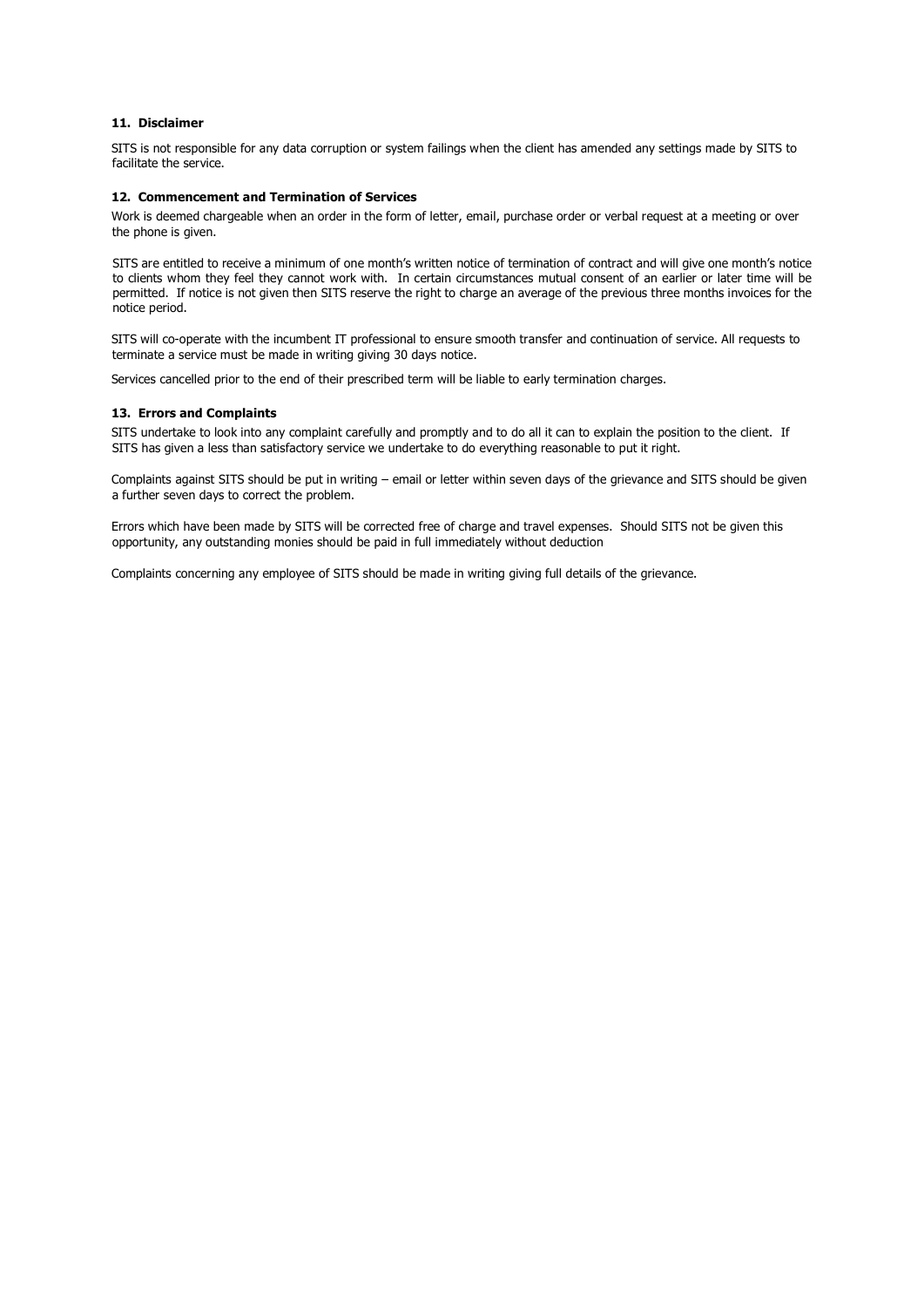### 11. Disclaimer

SITS is not responsible for any data corruption or system failings when the client has amended any settings made by SITS to facilitate the service.

### 12. Commencement and Termination of Services

Work is deemed chargeable when an order in the form of letter, email, purchase order or verbal request at a meeting or over the phone is given.

SITS are entitled to receive a minimum of one month's written notice of termination of contract and will give one month's notice to clients whom they feel they cannot work with. In certain circumstances mutual consent of an earlier or later time will be permitted. If notice is not given then SITS reserve the right to charge an average of the previous three months invoices for the notice period.

SITS will co-operate with the incumbent IT professional to ensure smooth transfer and continuation of service. All requests to terminate a service must be made in writing giving 30 days notice.

Services cancelled prior to the end of their prescribed term will be liable to early termination charges.

### 13. Errors and Complaints

SITS undertake to look into any complaint carefully and promptly and to do all it can to explain the position to the client. If SITS has given a less than satisfactory service we undertake to do everything reasonable to put it right.

Complaints against SITS should be put in writing – email or letter within seven days of the grievance and SITS should be given a further seven days to correct the problem.

Errors which have been made by SITS will be corrected free of charge and travel expenses. Should SITS not be given this opportunity, any outstanding monies should be paid in full immediately without deduction

Complaints concerning any employee of SITS should be made in writing giving full details of the grievance.